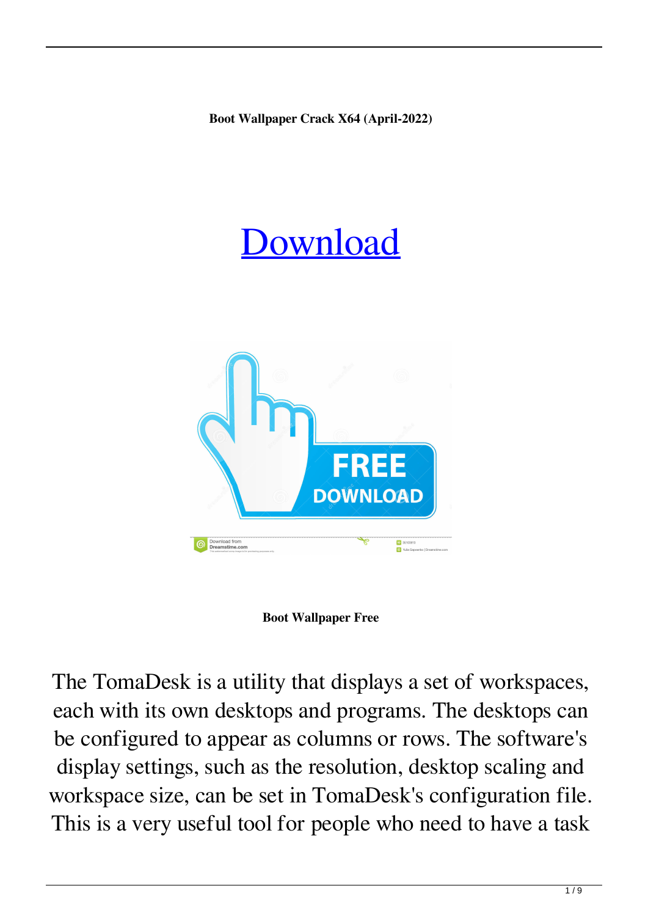**Boot Wallpaper Crack X64 (April-2022)**

# Download

**Boot Wallpaper Free**

The TomaDesk is a utility that displays a set of workspaces, each with its own desktops and programs. The desktops can be configured to appear as columns or rows. The software's display settings, such as the resolution, desktop scaling and workspace size, can be set in TomaDesk's configuration file. This is a very useful tool for people who need to have a task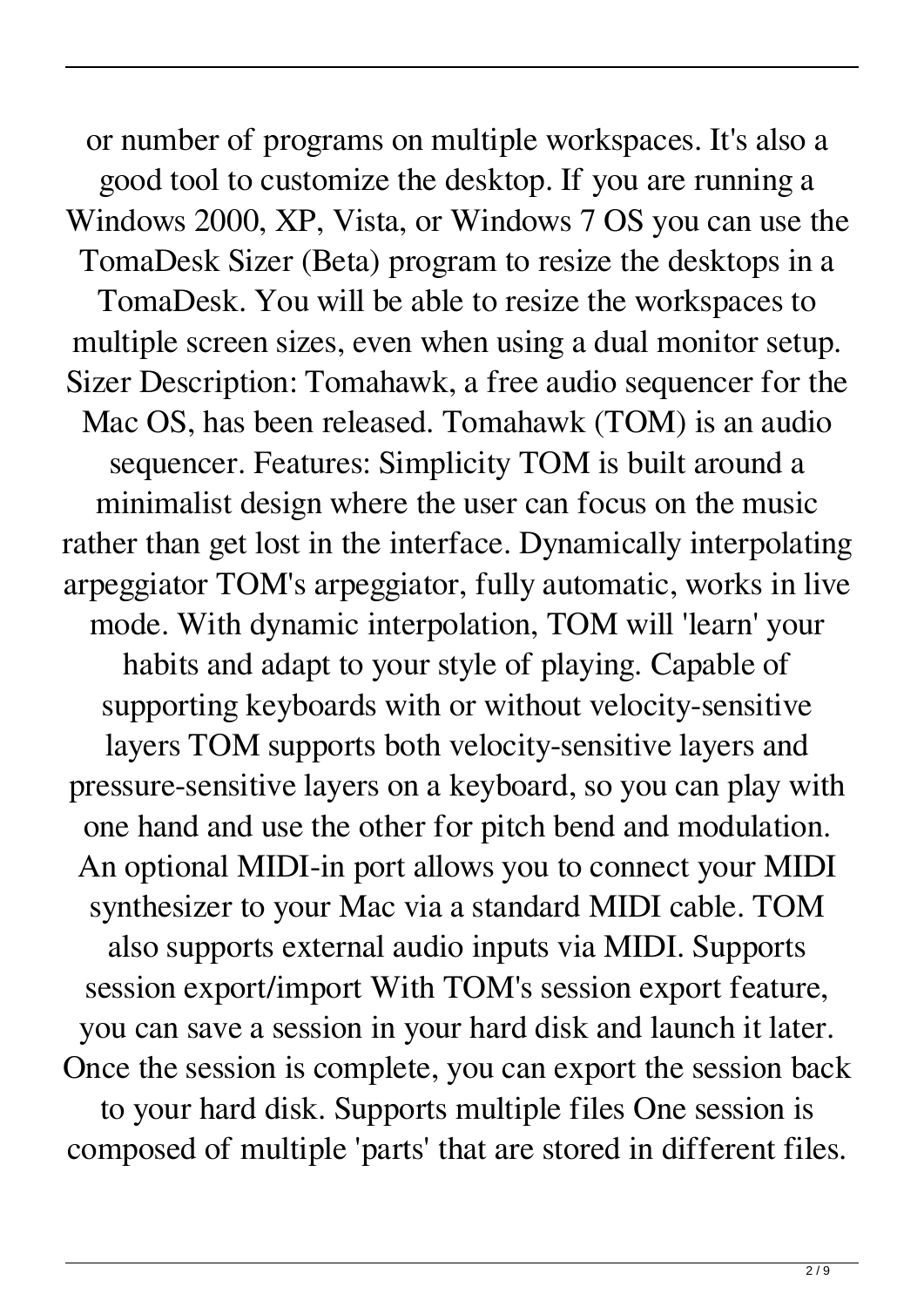or number of programs on multiple workspaces. It's also a good tool to customize the desktop. If you are running a Windows 2000, XP, Vista, or Windows 7 OS you can use the TomaDesk Sizer (Beta) program to resize the desktops in a TomaDesk. You will be able to resize the workspaces to multiple screen sizes, even when using a dual monitor setup. Sizer Description: Tomahawk, a free audio sequencer for the Mac OS, has been released. Tomahawk (TOM) is an audio sequencer. Features: Simplicity TOM is built around a minimalist design where the user can focus on the music rather than get lost in the interface. Dynamically interpolating arpeggiator TOM's arpeggiator, fully automatic, works in live mode. With dynamic interpolation, TOM will 'learn' your habits and adapt to your style of playing. Capable of supporting keyboards with or without velocity-sensitive layers TOM supports both velocity-sensitive layers and pressure-sensitive layers on a keyboard, so you can play with one hand and use the other for pitch bend and modulation. An optional MIDI-in port allows you to connect your MIDI synthesizer to your Mac via a standard MIDI cable. TOM also supports external audio inputs via MIDI. Supports session export/import With TOM's session export feature, you can save a session in your hard disk and launch it later. Once the session is complete, you can export the session back to your hard disk. Supports multiple files One session is composed of multiple 'parts' that are stored in different files.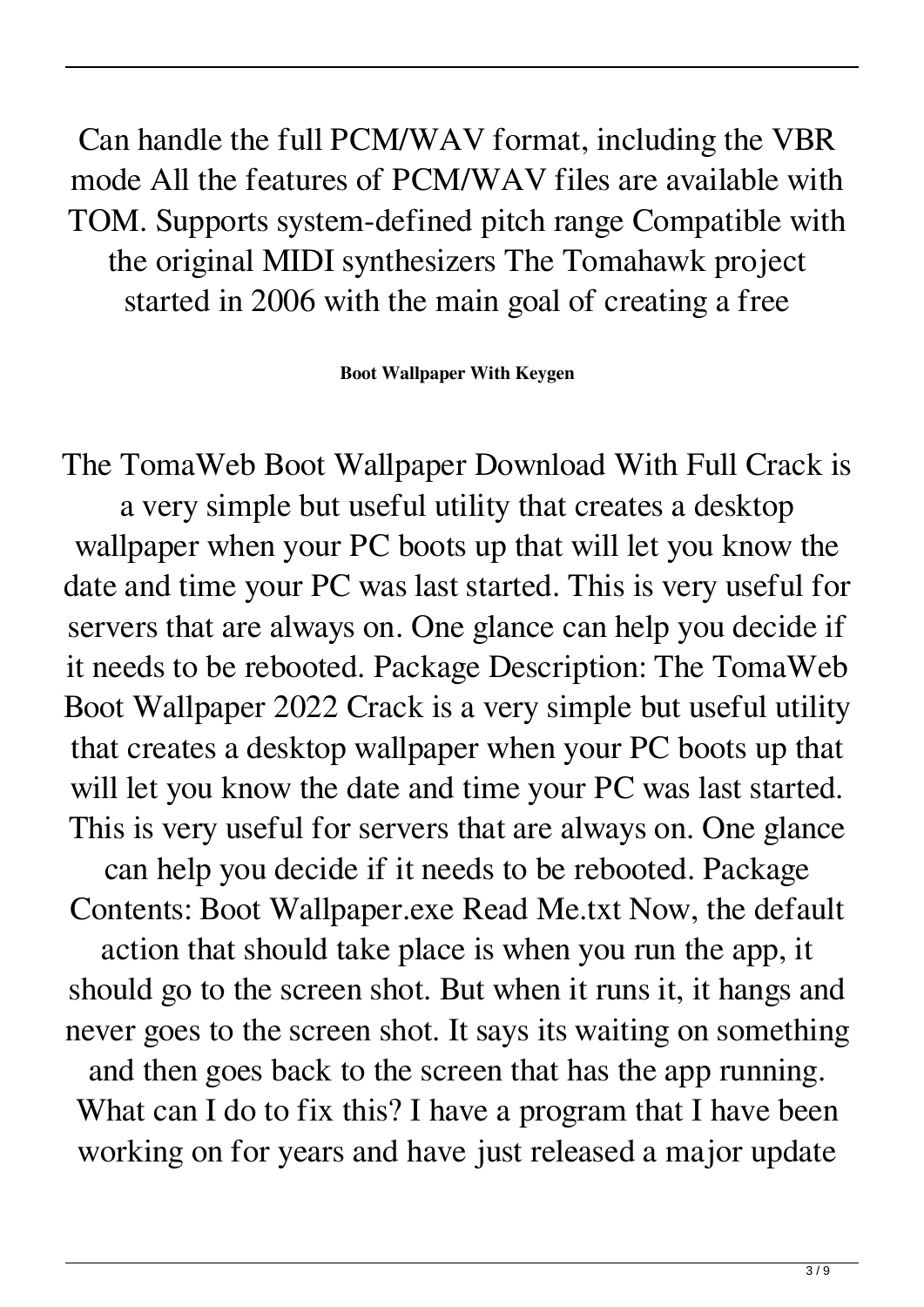Can handle the full PCM/WAV format, including the VBR mode All the features of PCM/WAV files are available with TOM. Supports system-defined pitch range Compatible with the original MIDI synthesizers The Tomahawk project started in 2006 with the main goal of creating a free

**Boot Wallpaper With Keygen**

The TomaWeb Boot Wallpaper Download With Full Crack is a very simple but useful utility that creates a desktop wallpaper when your PC boots up that will let you know the date and time your PC was last started. This is very useful for servers that are always on. One glance can help you decide if it needs to be rebooted. Package Description: The TomaWeb Boot Wallpaper 2022 Crack is a very simple but useful utility that creates a desktop wallpaper when your PC boots up that will let you know the date and time your PC was last started. This is very useful for servers that are always on. One glance can help you decide if it needs to be rebooted. Package Contents: Boot Wallpaper.exe Read Me.txt Now, the default action that should take place is when you run the app, it should go to the screen shot. But when it runs it, it hangs and never goes to the screen shot. It says its waiting on something and then goes back to the screen that has the app running. What can I do to fix this? I have a program that I have been working on for years and have just released a major update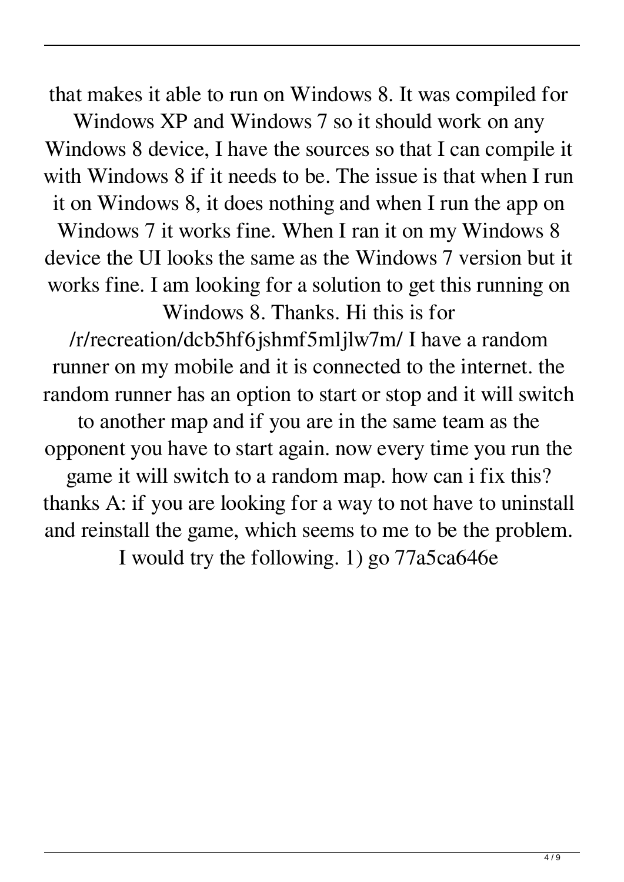that makes it able to run on Windows 8. It was compiled for Windows XP and Windows 7 so it should work on any Windows 8 device, I have the sources so that I can compile it with Windows 8 if it needs to be. The issue is that when I run it on Windows 8, it does nothing and when I run the app on Windows 7 it works fine. When I ran it on my Windows 8 device the UI looks the same as the Windows 7 version but it works fine. I am looking for a solution to get this running on Windows 8. Thanks. Hi this is for /r/recreation/dcb5hf6jshmf5mljlw7m/ I have a random runner on my mobile and it is connected to the internet. the random runner has an option to start or stop and it will switch to another map and if you are in the same team as the opponent you have to start again. now every time you run the game it will switch to a random map. how can i fix this? thanks A: if you are looking for a way to not have to uninstall and reinstall the game, which seems to me to be the problem. I would try the following. 1) go 77a5ca646e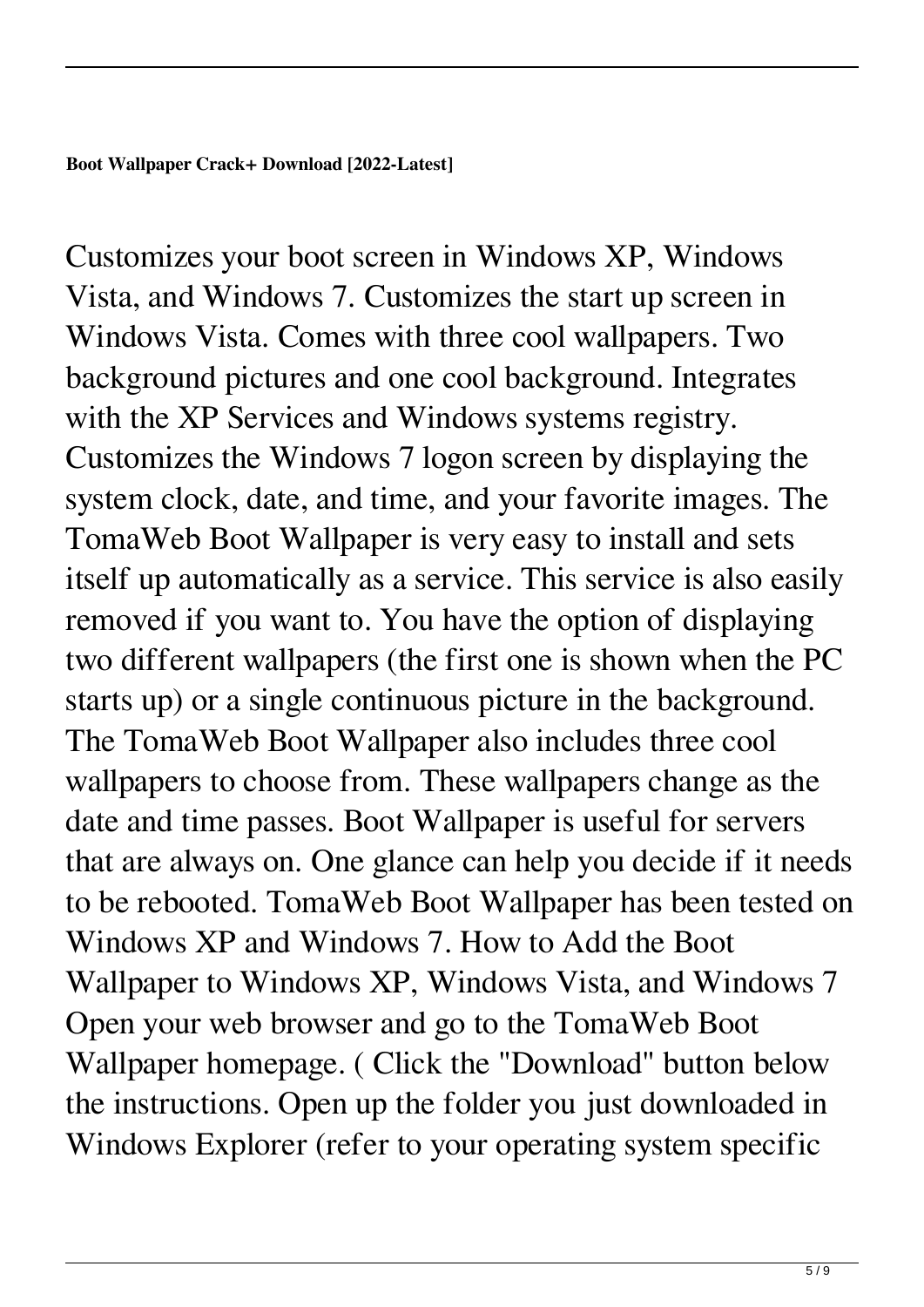**Boot Wallpaper Crack+ Download [2022-Latest]**

Customizes your boot screen in Windows XP, Windows Vista, and Windows 7. Customizes the start up screen in Windows Vista. Comes with three cool wallpapers. Two background pictures and one cool background. Integrates with the XP Services and Windows systems registry. Customizes the Windows 7 logon screen by displaying the system clock, date, and time, and your favorite images. The TomaWeb Boot Wallpaper is very easy to install and sets itself up automatically as a service. This service is also easily removed if you want to. You have the option of displaying two different wallpapers (the first one is shown when the PC starts up) or a single continuous picture in the background. The TomaWeb Boot Wallpaper also includes three cool wallpapers to choose from. These wallpapers change as the date and time passes. Boot Wallpaper is useful for servers that are always on. One glance can help you decide if it needs to be rebooted. TomaWeb Boot Wallpaper has been tested on Windows XP and Windows 7. How to Add the Boot Wallpaper to Windows XP, Windows Vista, and Windows 7 Open your web browser and go to the TomaWeb Boot Wallpaper homepage. ( Click the "Download" button below the instructions. Open up the folder you just downloaded in Windows Explorer (refer to your operating system specific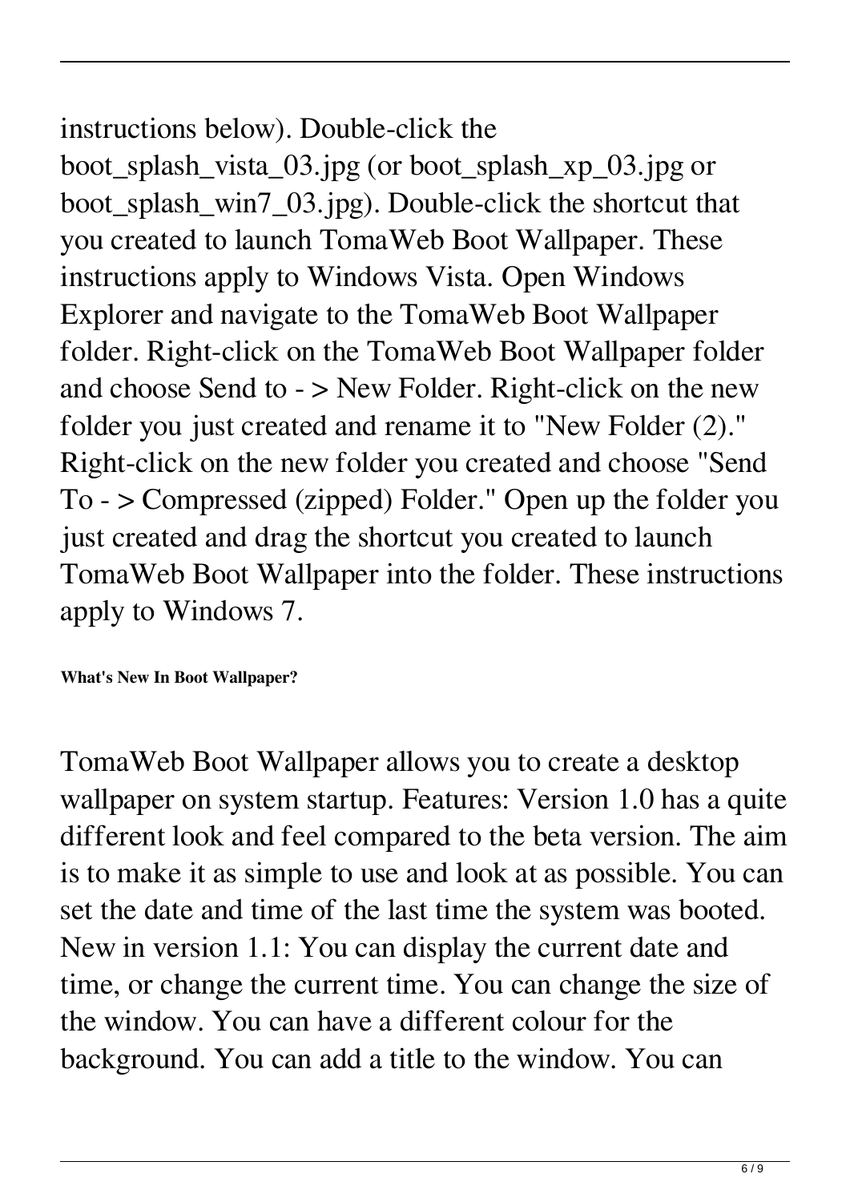instructions below). Double-click the boot_splash_vista_03.jpg (or boot_splash_xp_03.jpg or boot_splash_win7_03.jpg). Double-click the shortcut that you created to launch TomaWeb Boot Wallpaper. These instructions apply to Windows Vista. Open Windows Explorer and navigate to the TomaWeb Boot Wallpaper folder. Right-click on the TomaWeb Boot Wallpaper folder and choose Send to - > New Folder. Right-click on the new folder you just created and rename it to "New Folder (2)." Right-click on the new folder you created and choose "Send To - > Compressed (zipped) Folder." Open up the folder you just created and drag the shortcut you created to launch TomaWeb Boot Wallpaper into the folder. These instructions apply to Windows 7.

**What's New In Boot Wallpaper?**

TomaWeb Boot Wallpaper allows you to create a desktop wallpaper on system startup. Features: Version 1.0 has a quite different look and feel compared to the beta version. The aim is to make it as simple to use and look at as possible. You can set the date and time of the last time the system was booted. New in version 1.1: You can display the current date and time, or change the current time. You can change the size of the window. You can have a different colour for the background. You can add a title to the window. You can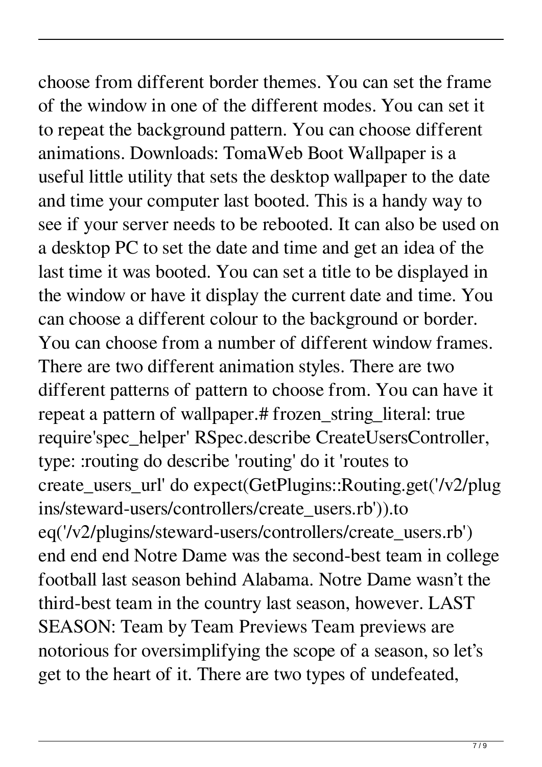choose from different border themes. You can set the frame of the window in one of the different modes. You can set it to repeat the background pattern. You can choose different animations. Downloads: TomaWeb Boot Wallpaper is a useful little utility that sets the desktop wallpaper to the date and time your computer last booted. This is a handy way to see if your server needs to be rebooted. It can also be used on a desktop PC to set the date and time and get an idea of the last time it was booted. You can set a title to be displayed in the window or have it display the current date and time. You can choose a different colour to the background or border. You can choose from a number of different window frames. There are two different animation styles. There are two different patterns of pattern to choose from. You can have it repeat a pattern of wallpaper.# frozen_string_literal: true require'spec_helper' RSpec.describe CreateUsersController, type: :routing do describe 'routing' do it 'routes to create_users_url' do expect(GetPlugins::Routing.get('/v2/plugins/steward-users/controllers/create_users.rb')).to eq('/v2/plugins/steward-users/controllers/create_users.rb') end end end Notre Dame was the second-best team in college football last season behind Alabama. Notre Dame wasn't the third-best team in the country last season, however. LAST SEASON: Team by Team Previews Team previews are notorious for oversimplifying the scope of a season, so let's get to the heart of it. There are two types of undefeated,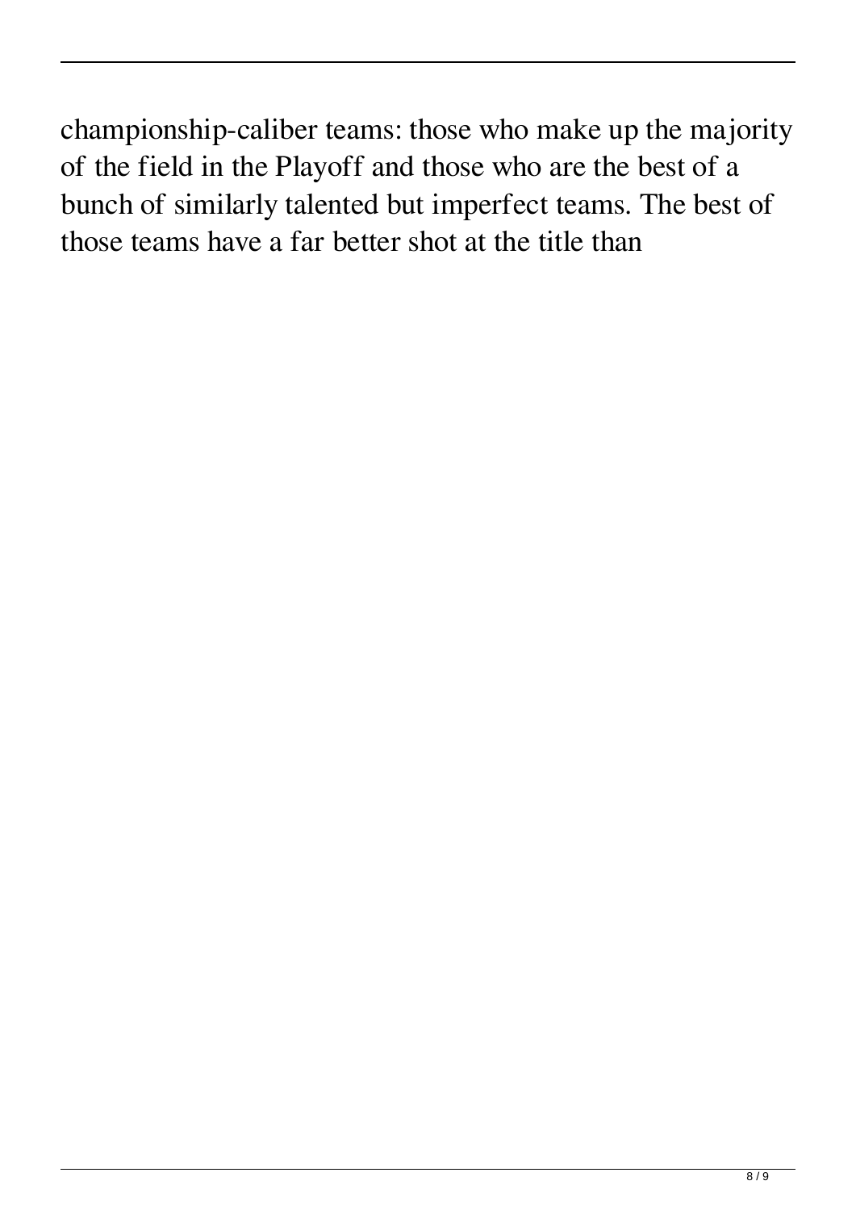championship-caliber teams: those who make up the majority of the field in the Playoff and those who are the best of a bunch of similarly talented but imperfect teams. The best of those teams have a far better shot at the title than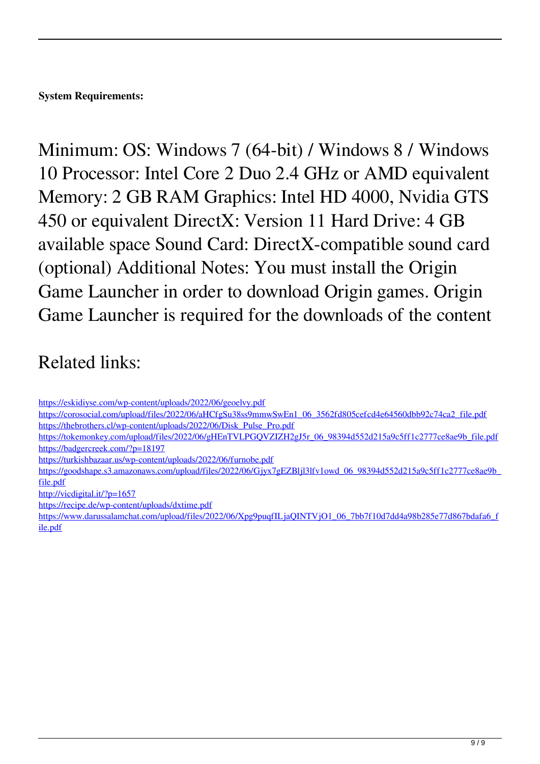**System Requirements:**

Minimum: OS: Windows 7 (64-bit) / Windows 8 / Windows 10 Processor: Intel Core 2 Duo 2.4 GHz or AMD equivalent Memory: 2 GB RAM Graphics: Intel HD 4000, Nvidia GTS 450 or equivalent DirectX: Version 11 Hard Drive: 4 GB available space Sound Card: DirectX-compatible sound card (optional) Additional Notes: You must install the Origin Game Launcher in order to download Origin games. Origin Game Launcher is required for the downloads of the content

Related links:

https://eskidiyse.com/wp-content/uploads/2022/06/geoelvy.pdf
https://corosocial.com/upload/files/2022/06/aHCfgSu38ss9mmwSwEn1_06_3562fd805cefcd4e64560dbb92c74ca2_file.pdf
https://thebrothers.cl/wp-content/uploads/2022/06/Disk_Pulse_Pro.pdf
https://tokemonkey.com/upload/files/2022/06/gHEnTVLPGQVZIZH2gJ5r_06_98394d552d215a9c5ff1c2777ce8ae9b_file.pdf
https://badgercreek.com/?p=18197
https://turkishbazaar.us/wp-content/uploads/2022/06/furnobe.pdf
https://goodshape.s3.amazonaws.com/upload/files/2022/06/Gjyx7gEZBljl3lfv1owd_06_98394d552d215a9c5ff1c2777ce8ae9b_file.pdf
http://vicdigital.it/?p=1657
https://recipe.de/wp-content/uploads/dxtime.pdf
https://www.darussalamchat.com/upload/files/2022/06/Xpg9puqfILjaQINTVjO1_06_7bb7f10d7dd4a98b285e77d867bdafa6_file.pdf